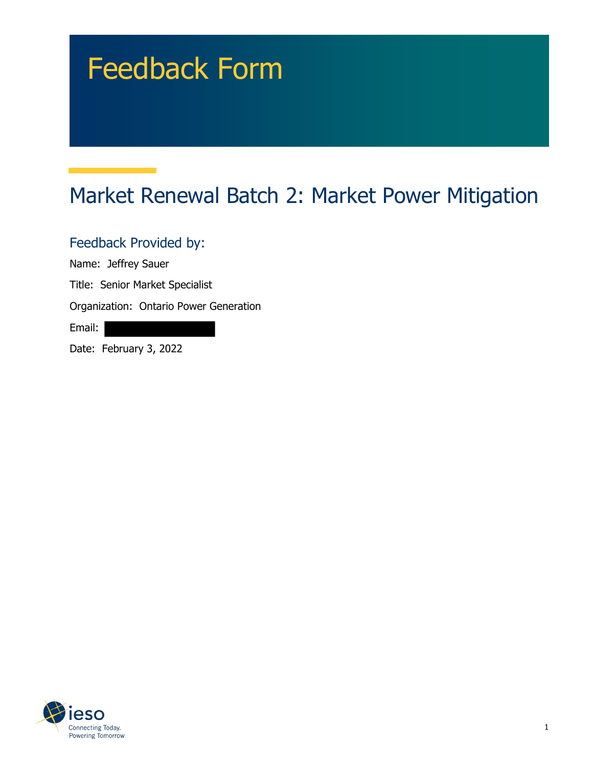# Feedback Form

## Market Renewal Batch 2: Market Power Mitigation

### Feedback Provided by:

Name: Jeffrey Sauer

Title: Senior Market Specialist

Organization: Ontario Power Generation

Email:

Date: February 3, 2022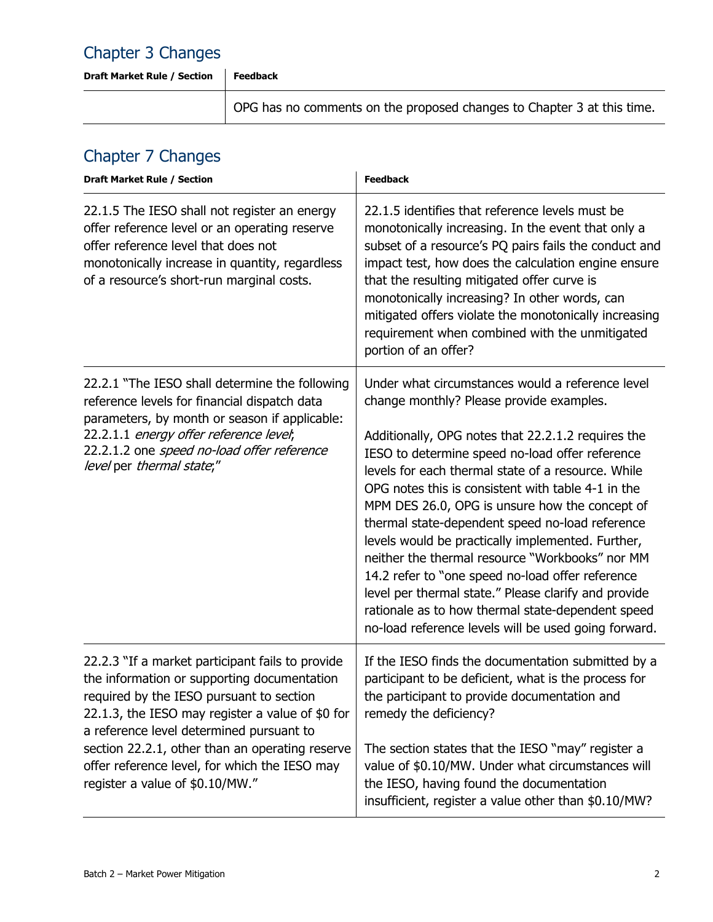## Chapter 3 Changes

| Draft Market Rule / Section | Feedback |
|---|---|
| | OPG has no comments on the proposed changes to Chapter 3 at this time. |

## Chapter 7 Changes

| Draft Market Rule / Section | Feedback |
|---|---|
| 22.1.5 The IESO shall not register an energy offer reference level or an operating reserve offer reference level that does not monotonically increase in quantity, regardless of a resource's short-run marginal costs. | 22.1.5 identifies that reference levels must be monotonically increasing. In the event that only a subset of a resource's PQ pairs fails the conduct and impact test, how does the calculation engine ensure that the resulting mitigated offer curve is monotonically increasing? In other words, can mitigated offers violate the monotonically increasing requirement when combined with the unmitigated portion of an offer? |
| 22.2.1 "The IESO shall determine the following reference levels for financial dispatch data parameters, by month or season if applicable:<br>22.2.1.1 *energy offer reference level*;<br>22.2.1.2 one *speed no-load offer reference level* per *thermal state*;" | Under what circumstances would a reference level change monthly? Please provide examples.<br><br>Additionally, OPG notes that 22.2.1.2 requires the IESO to determine speed no-load offer reference levels for each thermal state of a resource. While OPG notes this is consistent with table 4-1 in the MPM DES 26.0, OPG is unsure how the concept of thermal state-dependent speed no-load reference levels would be practically implemented. Further, neither the thermal resource "Workbooks" nor MM 14.2 refer to "one speed no-load offer reference level per thermal state." Please clarify and provide rationale as to how thermal state-dependent speed no-load reference levels will be used going forward. |
| 22.2.3 "If a market participant fails to provide the information or supporting documentation required by the IESO pursuant to section 22.1.3, the IESO may register a value of $0 for a reference level determined pursuant to section 22.2.1, other than an operating reserve offer reference level, for which the IESO may register a value of $0.10/MW." | If the IESO finds the documentation submitted by a participant to be deficient, what is the process for the participant to provide documentation and remedy the deficiency?<br><br>The section states that the IESO "may" register a value of $0.10/MW. Under what circumstances will the IESO, having found the documentation insufficient, register a value other than $0.10/MW? |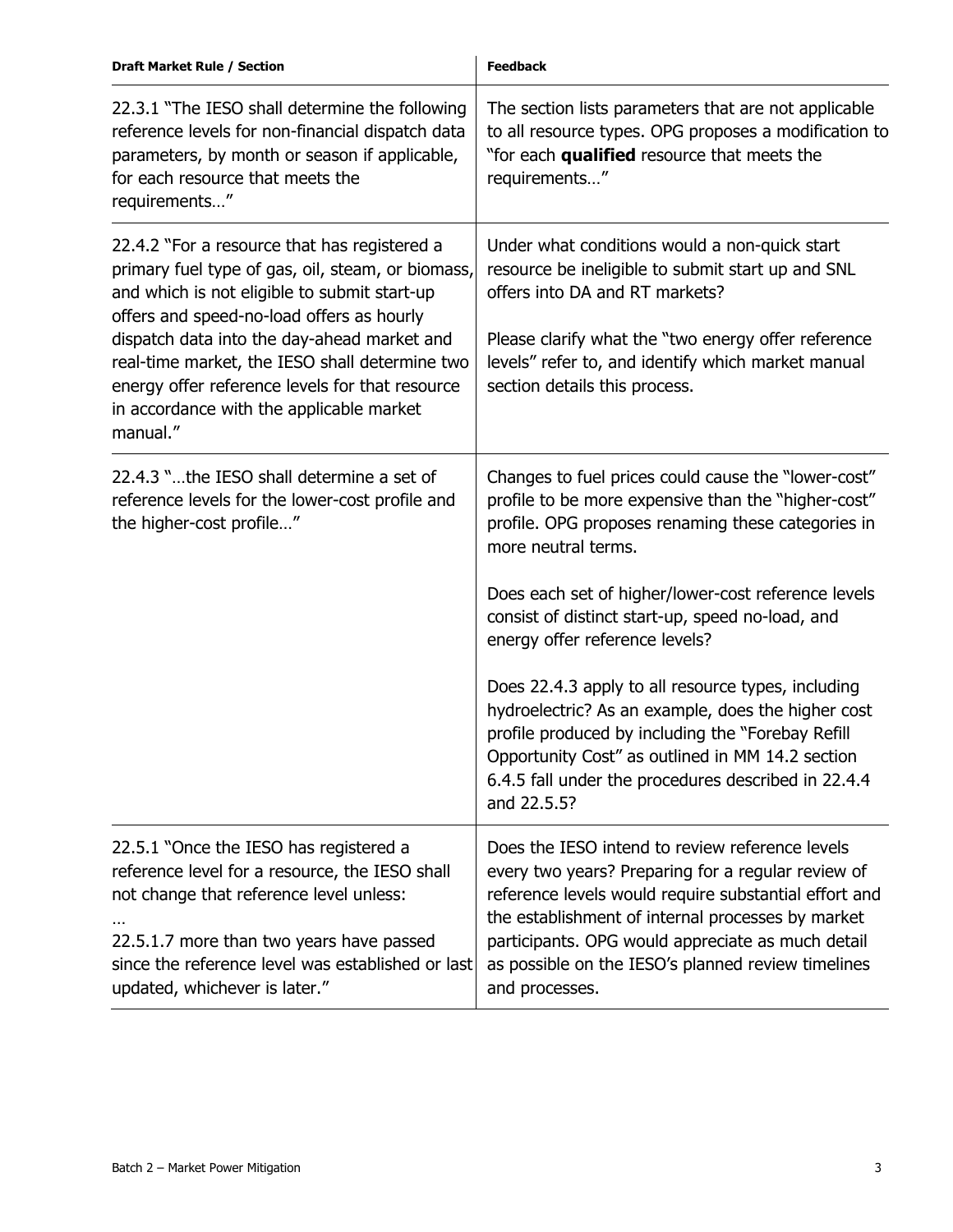| Draft Market Rule / Section | Feedback |
|---|---|
| 22.3.1 "The IESO shall determine the following reference levels for non-financial dispatch data parameters, by month or season if applicable, for each resource that meets the requirements…" | The section lists parameters that are not applicable to all resource types. OPG proposes a modification to "for each **qualified** resource that meets the requirements…" |
| 22.4.2 "For a resource that has registered a primary fuel type of gas, oil, steam, or biomass, and which is not eligible to submit start-up offers and speed-no-load offers as hourly dispatch data into the day-ahead market and real-time market, the IESO shall determine two energy offer reference levels for that resource in accordance with the applicable market manual." | Under what conditions would a non-quick start resource be ineligible to submit start up and SNL offers into DA and RT markets?<br><br>Please clarify what the "two energy offer reference levels" refer to, and identify which market manual section details this process. |
| 22.4.3 "…the IESO shall determine a set of reference levels for the lower-cost profile and the higher-cost profile…" | Changes to fuel prices could cause the "lower-cost" profile to be more expensive than the "higher-cost" profile. OPG proposes renaming these categories in more neutral terms.<br><br>Does each set of higher/lower-cost reference levels consist of distinct start-up, speed no-load, and energy offer reference levels?<br><br>Does 22.4.3 apply to all resource types, including hydroelectric? As an example, does the higher cost profile produced by including the "Forebay Refill Opportunity Cost" as outlined in MM 14.2 section 6.4.5 fall under the procedures described in 22.4.4 and 22.5.5? |
| 22.5.1 "Once the IESO has registered a reference level for a resource, the IESO shall not change that reference level unless:<br>…<br>22.5.1.7 more than two years have passed since the reference level was established or last updated, whichever is later." | Does the IESO intend to review reference levels every two years? Preparing for a regular review of reference levels would require substantial effort and the establishment of internal processes by market participants. OPG would appreciate as much detail as possible on the IESO's planned review timelines and processes. |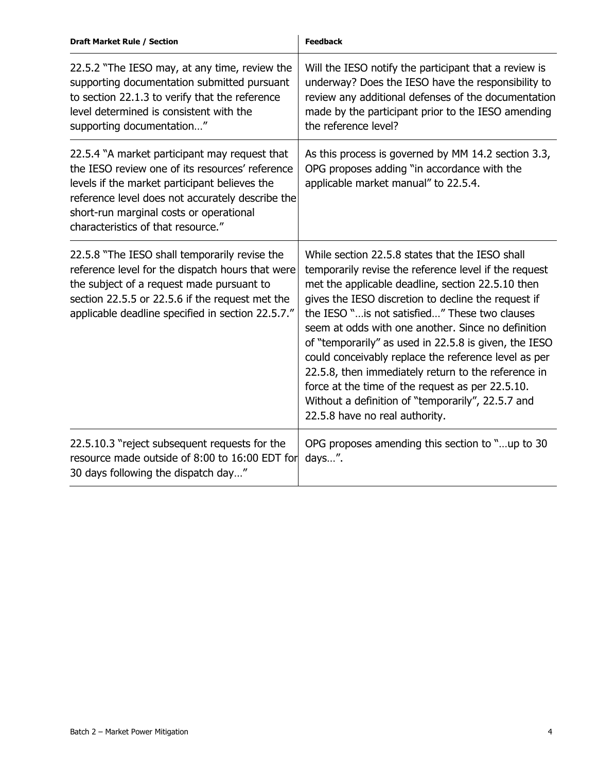| Draft Market Rule / Section | Feedback |
|---|---|
| 22.5.2 "The IESO may, at any time, review the supporting documentation submitted pursuant to section 22.1.3 to verify that the reference level determined is consistent with the supporting documentation…" | Will the IESO notify the participant that a review is underway? Does the IESO have the responsibility to review any additional defenses of the documentation made by the participant prior to the IESO amending the reference level? |
| 22.5.4 "A market participant may request that the IESO review one of its resources' reference levels if the market participant believes the reference level does not accurately describe the short-run marginal costs or operational characteristics of that resource." | As this process is governed by MM 14.2 section 3.3, OPG proposes adding "in accordance with the applicable market manual" to 22.5.4. |
| 22.5.8 "The IESO shall temporarily revise the reference level for the dispatch hours that were the subject of a request made pursuant to section 22.5.5 or 22.5.6 if the request met the applicable deadline specified in section 22.5.7." | While section 22.5.8 states that the IESO shall temporarily revise the reference level if the request met the applicable deadline, section 22.5.10 then gives the IESO discretion to decline the request if the IESO "…is not satisfied…" These two clauses seem at odds with one another. Since no definition of "temporarily" as used in 22.5.8 is given, the IESO could conceivably replace the reference level as per 22.5.8, then immediately return to the reference in force at the time of the request as per 22.5.10. Without a definition of "temporarily", 22.5.7 and 22.5.8 have no real authority. |
| 22.5.10.3 "reject subsequent requests for the resource made outside of 8:00 to 16:00 EDT for 30 days following the dispatch day…" | OPG proposes amending this section to "…up to 30 days…". |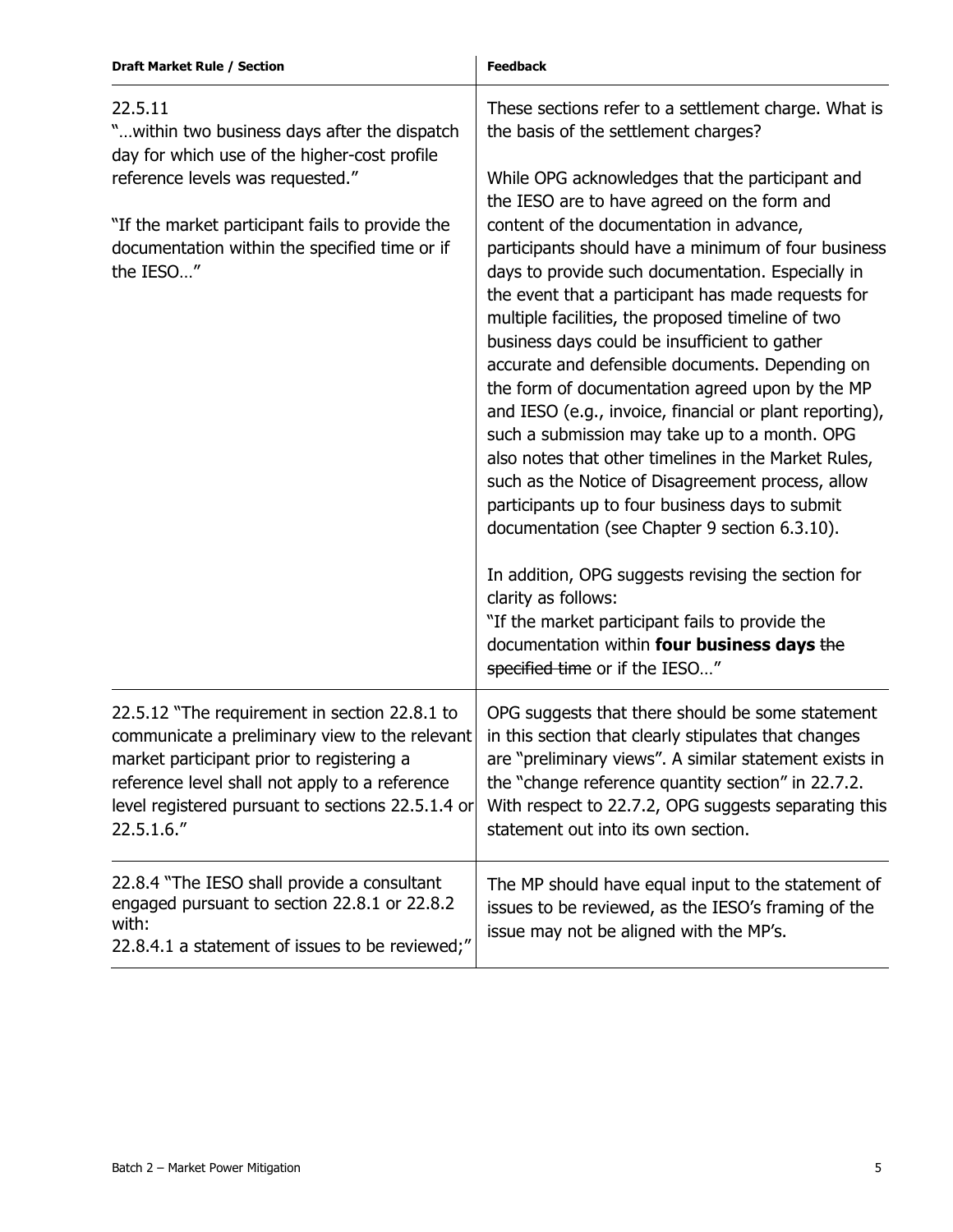| Draft Market Rule / Section | Feedback |
|---|---|
| 22.5.11<br>"…within two business days after the dispatch day for which use of the higher-cost profile reference levels was requested."<br><br>"If the market participant fails to provide the documentation within the specified time or if the IESO…" | These sections refer to a settlement charge. What is the basis of the settlement charges?<br><br>While OPG acknowledges that the participant and the IESO are to have agreed on the form and content of the documentation in advance, participants should have a minimum of four business days to provide such documentation. Especially in the event that a participant has made requests for multiple facilities, the proposed timeline of two business days could be insufficient to gather accurate and defensible documents. Depending on the form of documentation agreed upon by the MP and IESO (e.g., invoice, financial or plant reporting), such a submission may take up to a month. OPG also notes that other timelines in the Market Rules, such as the Notice of Disagreement process, allow participants up to four business days to submit documentation (see Chapter 9 section 6.3.10).<br><br>In addition, OPG suggests revising the section for clarity as follows:<br>"If the market participant fails to provide the documentation within **four business days** ~~the specified time~~ or if the IESO…" |
| 22.5.12 "The requirement in section 22.8.1 to communicate a preliminary view to the relevant market participant prior to registering a reference level shall not apply to a reference level registered pursuant to sections 22.5.1.4 or 22.5.1.6." | OPG suggests that there should be some statement in this section that clearly stipulates that changes are "preliminary views". A similar statement exists in the "change reference quantity section" in 22.7.2. With respect to 22.7.2, OPG suggests separating this statement out into its own section. |
| 22.8.4 "The IESO shall provide a consultant engaged pursuant to section 22.8.1 or 22.8.2 with:<br>22.8.4.1 a statement of issues to be reviewed;" | The MP should have equal input to the statement of issues to be reviewed, as the IESO's framing of the issue may not be aligned with the MP's. |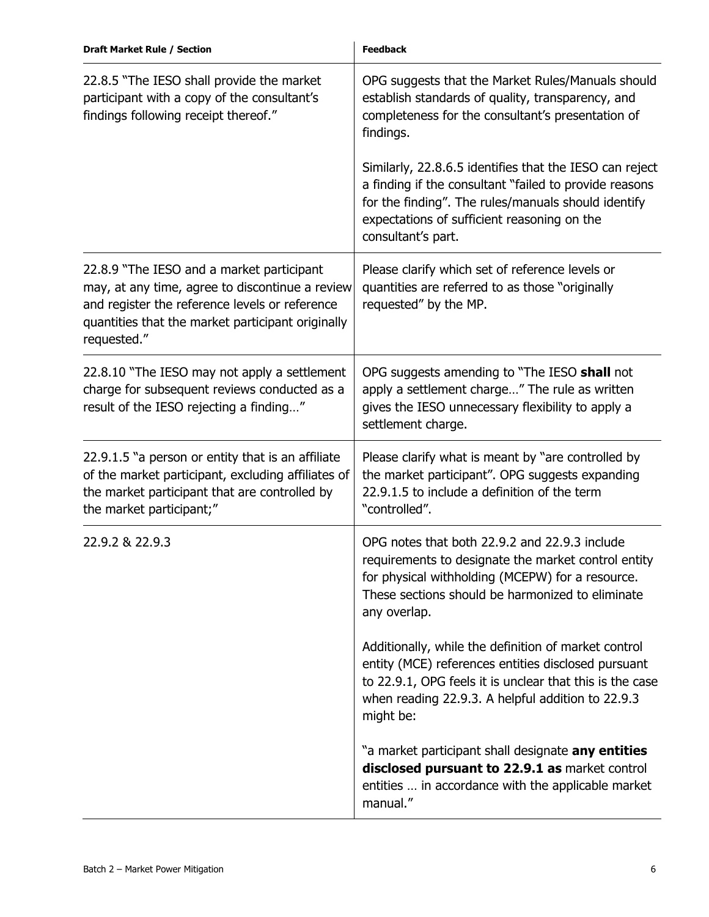| Draft Market Rule / Section | Feedback |
| --- | --- |
| 22.8.5 "The IESO shall provide the market participant with a copy of the consultant's findings following receipt thereof." | OPG suggests that the Market Rules/Manuals should establish standards of quality, transparency, and completeness for the consultant's presentation of findings.<br><br>Similarly, 22.8.6.5 identifies that the IESO can reject a finding if the consultant "failed to provide reasons for the finding". The rules/manuals should identify expectations of sufficient reasoning on the consultant's part. |
| 22.8.9 "The IESO and a market participant may, at any time, agree to discontinue a review and register the reference levels or reference quantities that the market participant originally requested." | Please clarify which set of reference levels or quantities are referred to as those "originally requested" by the MP. |
| 22.8.10 "The IESO may not apply a settlement charge for subsequent reviews conducted as a result of the IESO rejecting a finding…" | OPG suggests amending to "The IESO **shall** not apply a settlement charge…" The rule as written gives the IESO unnecessary flexibility to apply a settlement charge. |
| 22.9.1.5 "a person or entity that is an affiliate of the market participant, excluding affiliates of the market participant that are controlled by the market participant;" | Please clarify what is meant by "are controlled by the market participant". OPG suggests expanding 22.9.1.5 to include a definition of the term "controlled". |
| 22.9.2 & 22.9.3 | OPG notes that both 22.9.2 and 22.9.3 include requirements to designate the market control entity for physical withholding (MCEPW) for a resource. These sections should be harmonized to eliminate any overlap.<br><br>Additionally, while the definition of market control entity (MCE) references entities disclosed pursuant to 22.9.1, OPG feels it is unclear that this is the case when reading 22.9.3. A helpful addition to 22.9.3 might be:<br><br>"a market participant shall designate **any entities disclosed pursuant to 22.9.1 as** market control entities … in accordance with the applicable market manual." |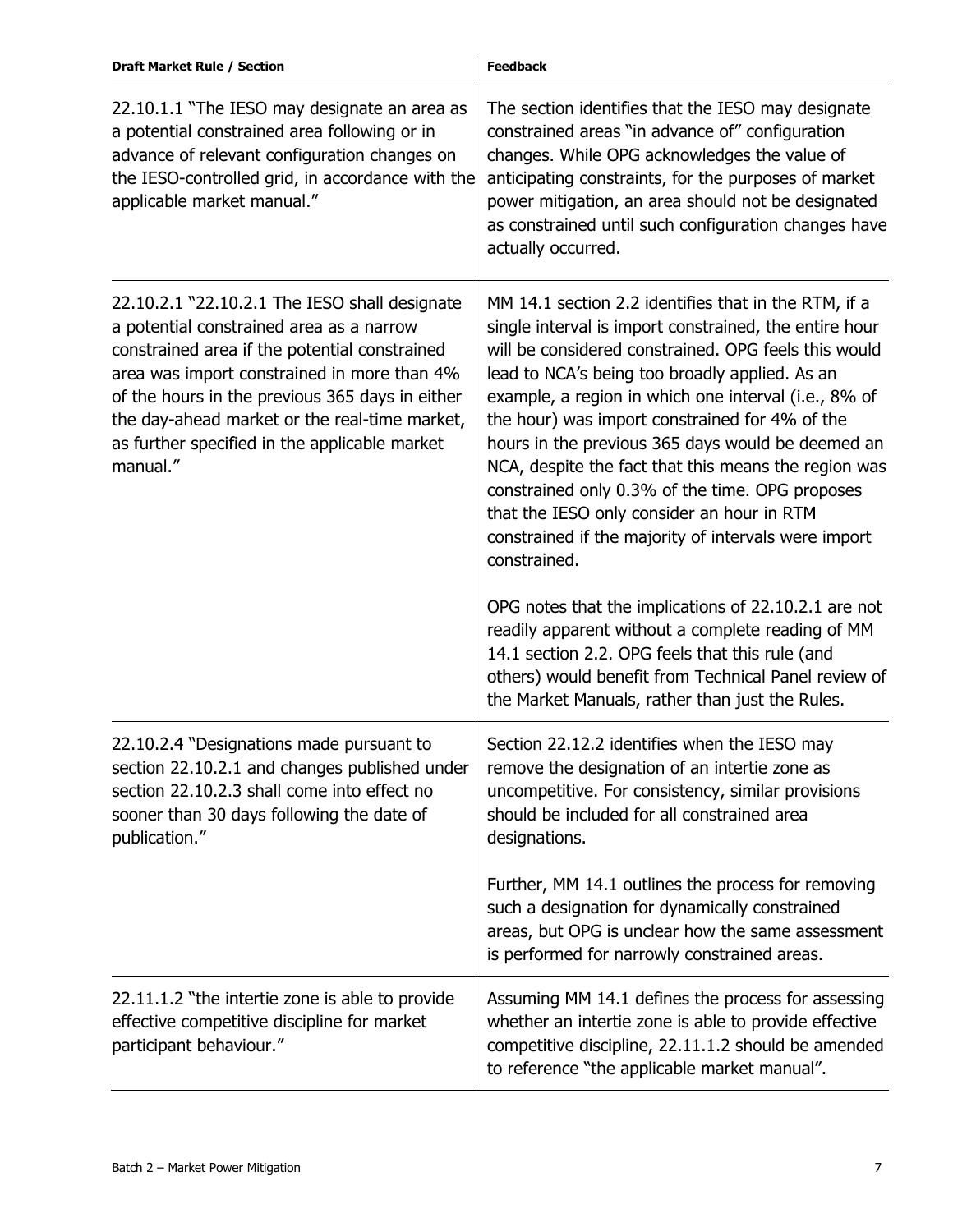| Draft Market Rule / Section | Feedback |
|---|---|
| 22.10.1.1 "The IESO may designate an area as a potential constrained area following or in advance of relevant configuration changes on the IESO-controlled grid, in accordance with the applicable market manual." | The section identifies that the IESO may designate constrained areas "in advance of" configuration changes. While OPG acknowledges the value of anticipating constraints, for the purposes of market power mitigation, an area should not be designated as constrained until such configuration changes have actually occurred. |
| 22.10.2.1 "22.10.2.1 The IESO shall designate a potential constrained area as a narrow constrained area if the potential constrained area was import constrained in more than 4% of the hours in the previous 365 days in either the day-ahead market or the real-time market, as further specified in the applicable market manual." | MM 14.1 section 2.2 identifies that in the RTM, if a single interval is import constrained, the entire hour will be considered constrained. OPG feels this would lead to NCA's being too broadly applied. As an example, a region in which one interval (i.e., 8% of the hour) was import constrained for 4% of the hours in the previous 365 days would be deemed an NCA, despite the fact that this means the region was constrained only 0.3% of the time. OPG proposes that the IESO only consider an hour in RTM constrained if the majority of intervals were import constrained.<br><br>OPG notes that the implications of 22.10.2.1 are not readily apparent without a complete reading of MM 14.1 section 2.2. OPG feels that this rule (and others) would benefit from Technical Panel review of the Market Manuals, rather than just the Rules. |
| 22.10.2.4 "Designations made pursuant to section 22.10.2.1 and changes published under section 22.10.2.3 shall come into effect no sooner than 30 days following the date of publication." | Section 22.12.2 identifies when the IESO may remove the designation of an intertie zone as uncompetitive. For consistency, similar provisions should be included for all constrained area designations.<br><br>Further, MM 14.1 outlines the process for removing such a designation for dynamically constrained areas, but OPG is unclear how the same assessment is performed for narrowly constrained areas. |
| 22.11.1.2 "the intertie zone is able to provide effective competitive discipline for market participant behaviour." | Assuming MM 14.1 defines the process for assessing whether an intertie zone is able to provide effective competitive discipline, 22.11.1.2 should be amended to reference "the applicable market manual". |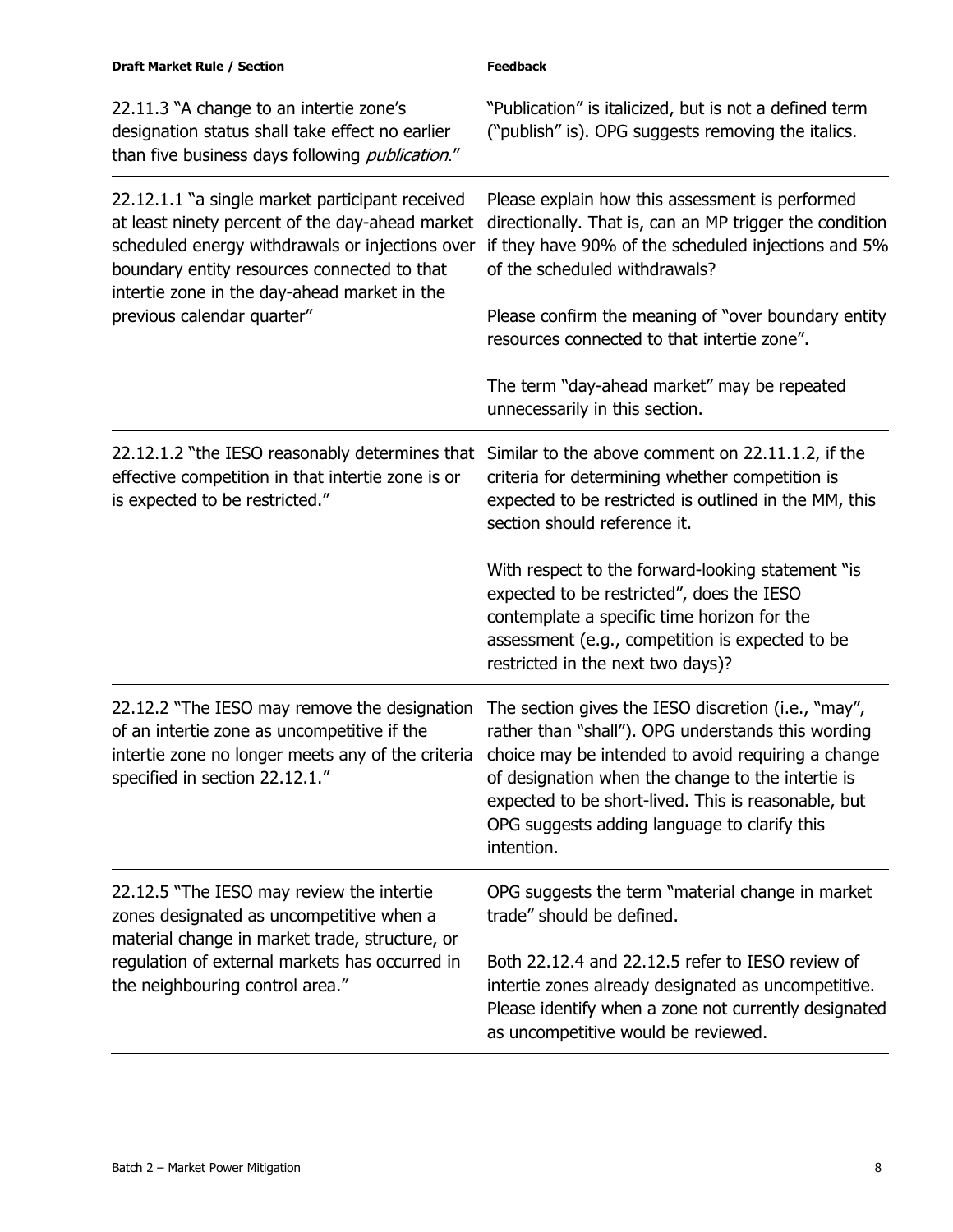| Draft Market Rule / Section | Feedback |
|---|---|
| 22.11.3 "A change to an intertie zone's designation status shall take effect no earlier than five business days following *publication*." | "Publication" is italicized, but is not a defined term ("publish" is). OPG suggests removing the italics. |
| 22.12.1.1 "a single market participant received at least ninety percent of the day-ahead market scheduled energy withdrawals or injections over boundary entity resources connected to that intertie zone in the day-ahead market in the previous calendar quarter" | Please explain how this assessment is performed directionally. That is, can an MP trigger the condition if they have 90% of the scheduled injections and 5% of the scheduled withdrawals?<br><br>Please confirm the meaning of "over boundary entity resources connected to that intertie zone".<br><br>The term "day-ahead market" may be repeated unnecessarily in this section. |
| 22.12.1.2 "the IESO reasonably determines that effective competition in that intertie zone is or is expected to be restricted." | Similar to the above comment on 22.11.1.2, if the criteria for determining whether competition is expected to be restricted is outlined in the MM, this section should reference it.<br><br>With respect to the forward-looking statement "is expected to be restricted", does the IESO contemplate a specific time horizon for the assessment (e.g., competition is expected to be restricted in the next two days)? |
| 22.12.2 "The IESO may remove the designation of an intertie zone as uncompetitive if the intertie zone no longer meets any of the criteria specified in section 22.12.1." | The section gives the IESO discretion (i.e., "may", rather than "shall"). OPG understands this wording choice may be intended to avoid requiring a change of designation when the change to the intertie is expected to be short-lived. This is reasonable, but OPG suggests adding language to clarify this intention. |
| 22.12.5 "The IESO may review the intertie zones designated as uncompetitive when a material change in market trade, structure, or regulation of external markets has occurred in the neighbouring control area." | OPG suggests the term "material change in market trade" should be defined.<br><br>Both 22.12.4 and 22.12.5 refer to IESO review of intertie zones already designated as uncompetitive. Please identify when a zone not currently designated as uncompetitive would be reviewed. |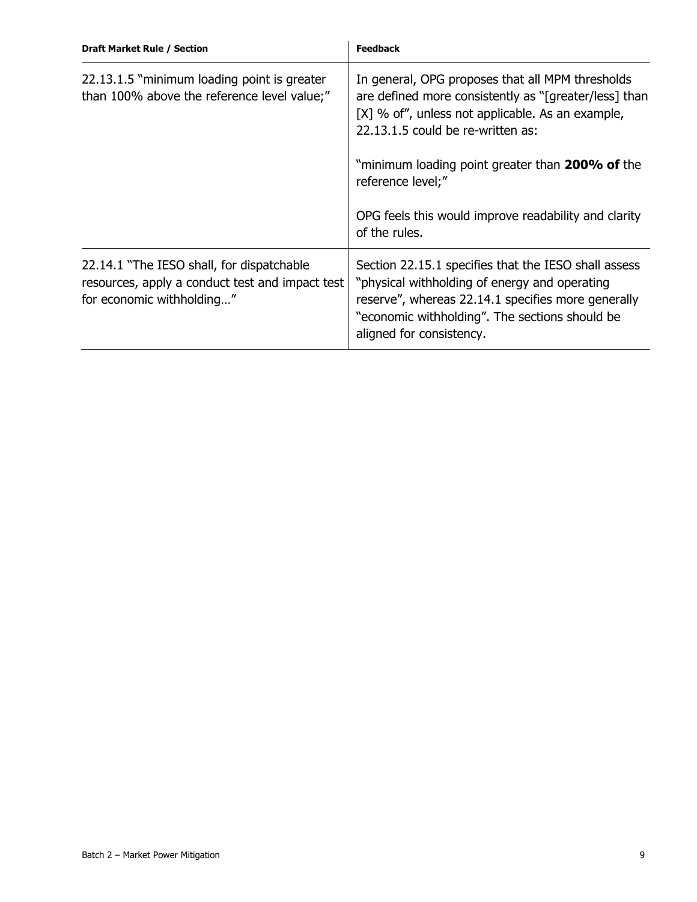| Draft Market Rule / Section | Feedback |
|---|---|
| 22.13.1.5 "minimum loading point is greater than 100% above the reference level value;" | In general, OPG proposes that all MPM thresholds are defined more consistently as "[greater/less] than [X] % of", unless not applicable. As an example, 22.13.1.5 could be re-written as:<br><br>"minimum loading point greater than **200% of** the reference level;"<br><br>OPG feels this would improve readability and clarity of the rules. |
| 22.14.1 "The IESO shall, for dispatchable resources, apply a conduct test and impact test for economic withholding…" | Section 22.15.1 specifies that the IESO shall assess "physical withholding of energy and operating reserve", whereas 22.14.1 specifies more generally "economic withholding". The sections should be aligned for consistency. |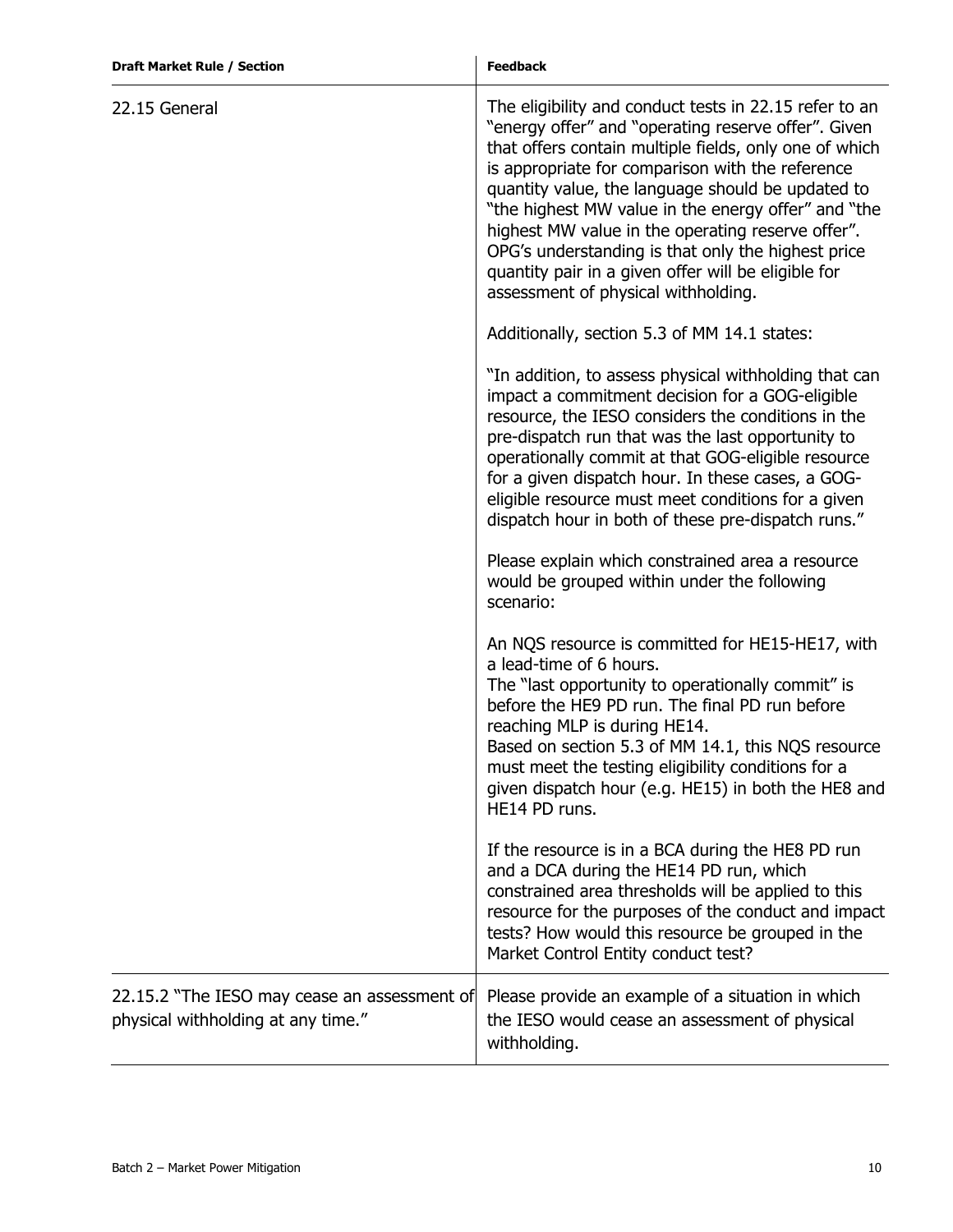| Draft Market Rule / Section | Feedback |
|---|---|
| 22.15 General | The eligibility and conduct tests in 22.15 refer to an "energy offer" and "operating reserve offer". Given that offers contain multiple fields, only one of which is appropriate for comparison with the reference quantity value, the language should be updated to "the highest MW value in the energy offer" and "the highest MW value in the operating reserve offer". OPG's understanding is that only the highest price quantity pair in a given offer will be eligible for assessment of physical withholding.<br><br>Additionally, section 5.3 of MM 14.1 states:<br><br>"In addition, to assess physical withholding that can impact a commitment decision for a GOG-eligible resource, the IESO considers the conditions in the pre-dispatch run that was the last opportunity to operationally commit at that GOG-eligible resource for a given dispatch hour. In these cases, a GOG-eligible resource must meet conditions for a given dispatch hour in both of these pre-dispatch runs."<br><br>Please explain which constrained area a resource would be grouped within under the following scenario:<br><br>An NQS resource is committed for HE15-HE17, with a lead-time of 6 hours.<br>The "last opportunity to operationally commit" is before the HE9 PD run. The final PD run before reaching MLP is during HE14.<br>Based on section 5.3 of MM 14.1, this NQS resource must meet the testing eligibility conditions for a given dispatch hour (e.g. HE15) in both the HE8 and HE14 PD runs.<br><br>If the resource is in a BCA during the HE8 PD run and a DCA during the HE14 PD run, which constrained area thresholds will be applied to this resource for the purposes of the conduct and impact tests? How would this resource be grouped in the Market Control Entity conduct test? |
| 22.15.2 "The IESO may cease an assessment of physical withholding at any time." | Please provide an example of a situation in which the IESO would cease an assessment of physical withholding. |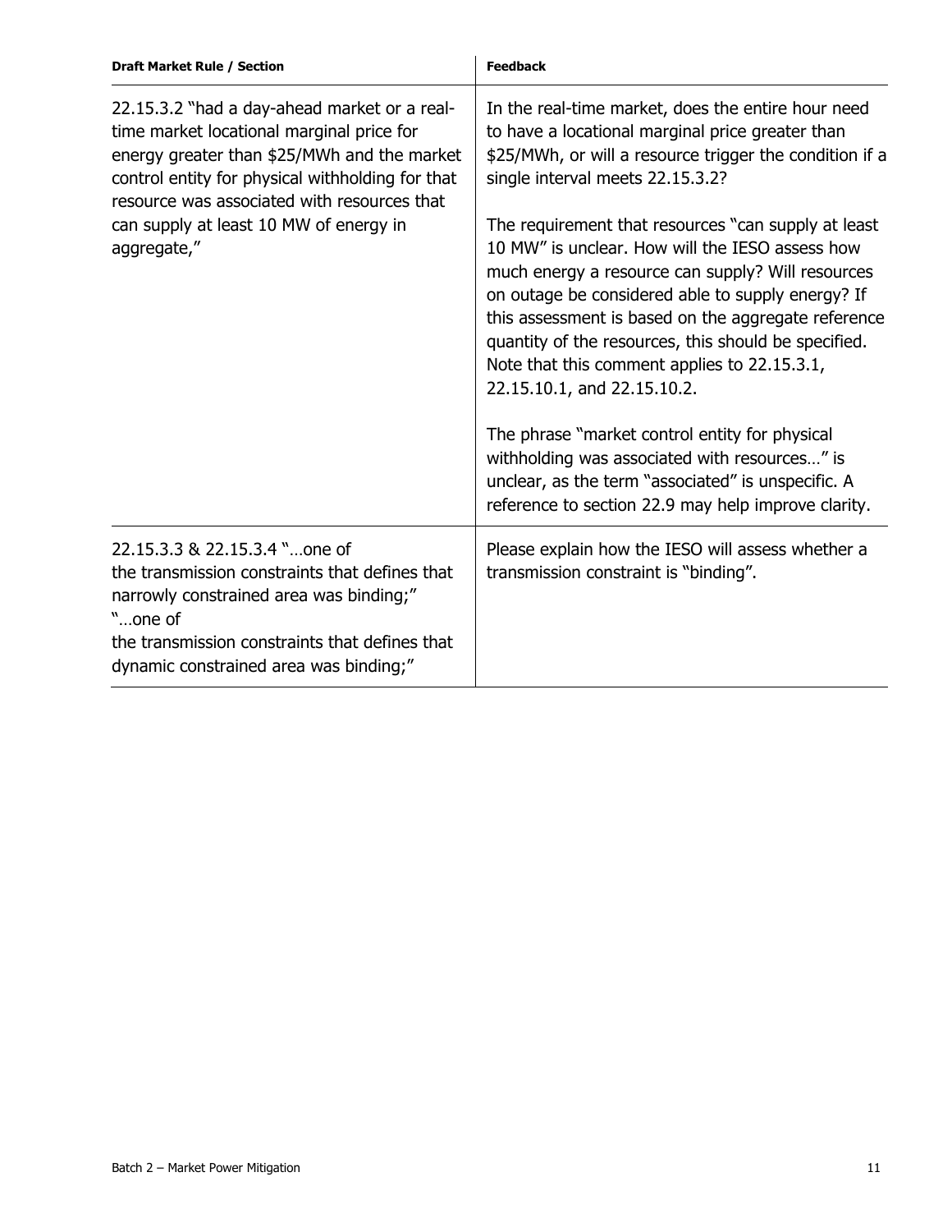| Draft Market Rule / Section | Feedback |
|---|---|
| 22.15.3.2 "had a day-ahead market or a real-time market locational marginal price for energy greater than $25/MWh and the market control entity for physical withholding for that resource was associated with resources that can supply at least 10 MW of energy in aggregate," | In the real-time market, does the entire hour need to have a locational marginal price greater than $25/MWh, or will a resource trigger the condition if a single interval meets 22.15.3.2?<br><br>The requirement that resources "can supply at least 10 MW" is unclear. How will the IESO assess how much energy a resource can supply? Will resources on outage be considered able to supply energy? If this assessment is based on the aggregate reference quantity of the resources, this should be specified. Note that this comment applies to 22.15.3.1, 22.15.10.1, and 22.15.10.2.<br><br>The phrase "market control entity for physical withholding was associated with resources…" is unclear, as the term "associated" is unspecific. A reference to section 22.9 may help improve clarity. |
| 22.15.3.3 & 22.15.3.4 "…one of the transmission constraints that defines that narrowly constrained area was binding;" "…one of the transmission constraints that defines that dynamic constrained area was binding;" | Please explain how the IESO will assess whether a transmission constraint is "binding". |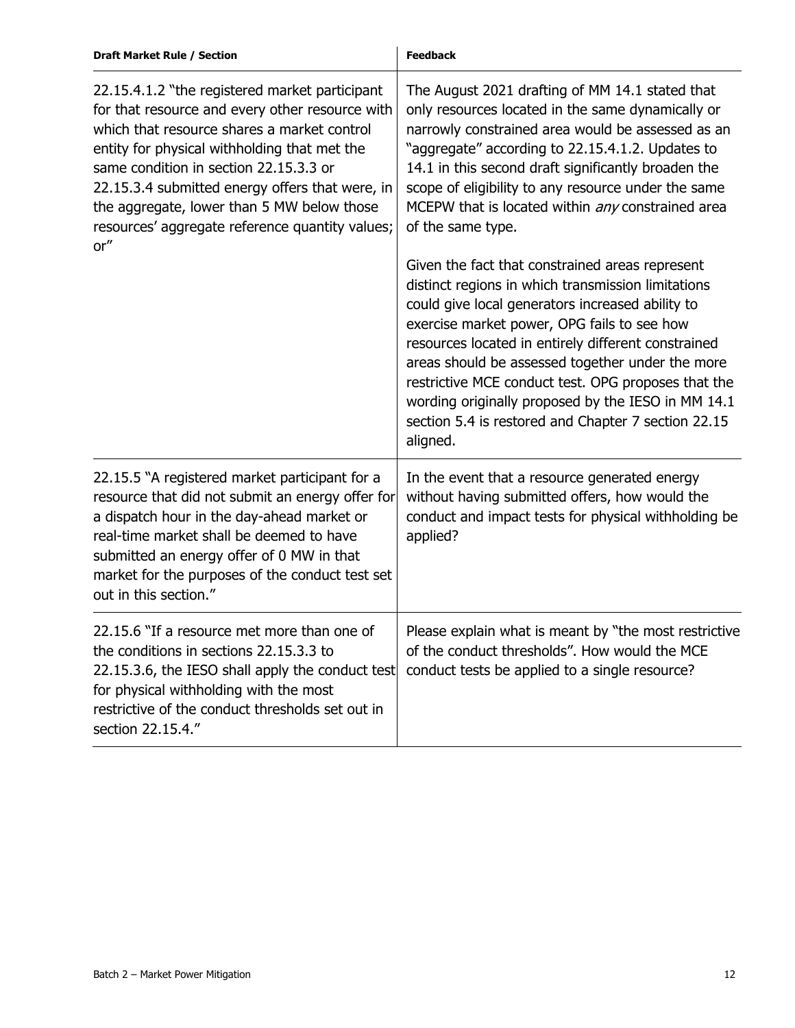| Draft Market Rule / Section | Feedback |
| --- | --- |
| 22.15.4.1.2 "the registered market participant for that resource and every other resource with which that resource shares a market control entity for physical withholding that met the same condition in section 22.15.3.3 or 22.15.3.4 submitted energy offers that were, in the aggregate, lower than 5 MW below those resources' aggregate reference quantity values; or" | The August 2021 drafting of MM 14.1 stated that only resources located in the same dynamically or narrowly constrained area would be assessed as an "aggregate" according to 22.15.4.1.2. Updates to 14.1 in this second draft significantly broaden the scope of eligibility to any resource under the same MCEPW that is located within *any* constrained area of the same type.<br><br>Given the fact that constrained areas represent distinct regions in which transmission limitations could give local generators increased ability to exercise market power, OPG fails to see how resources located in entirely different constrained areas should be assessed together under the more restrictive MCE conduct test. OPG proposes that the wording originally proposed by the IESO in MM 14.1 section 5.4 is restored and Chapter 7 section 22.15 aligned. |
| 22.15.5 "A registered market participant for a resource that did not submit an energy offer for a dispatch hour in the day-ahead market or real-time market shall be deemed to have submitted an energy offer of 0 MW in that market for the purposes of the conduct test set out in this section." | In the event that a resource generated energy without having submitted offers, how would the conduct and impact tests for physical withholding be applied? |
| 22.15.6 "If a resource met more than one of the conditions in sections 22.15.3.3 to 22.15.3.6, the IESO shall apply the conduct test for physical withholding with the most restrictive of the conduct thresholds set out in section 22.15.4." | Please explain what is meant by "the most restrictive of the conduct thresholds". How would the MCE conduct tests be applied to a single resource? |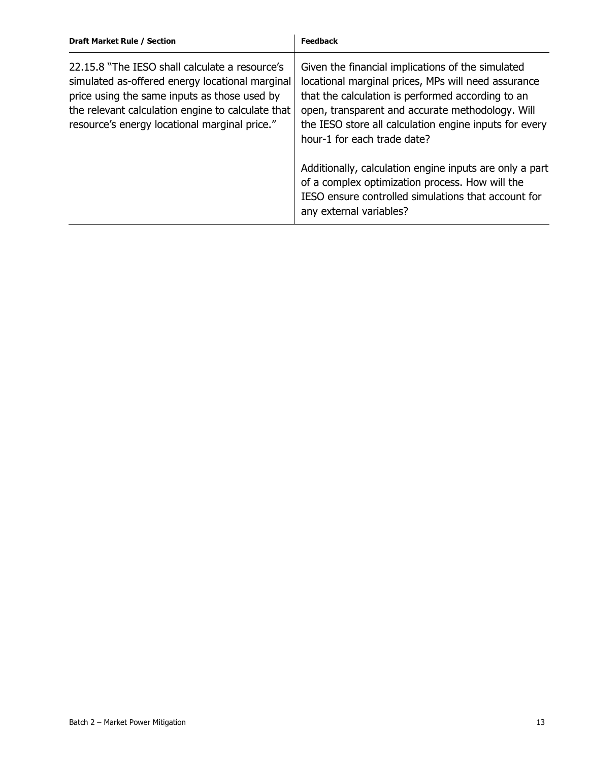| Draft Market Rule / Section | Feedback |
| --- | --- |
| 22.15.8 "The IESO shall calculate a resource's simulated as-offered energy locational marginal price using the same inputs as those used by the relevant calculation engine to calculate that resource's energy locational marginal price." | Given the financial implications of the simulated locational marginal prices, MPs will need assurance that the calculation is performed according to an open, transparent and accurate methodology. Will the IESO store all calculation engine inputs for every hour-1 for each trade date?<br><br>Additionally, calculation engine inputs are only a part of a complex optimization process. How will the IESO ensure controlled simulations that account for any external variables? |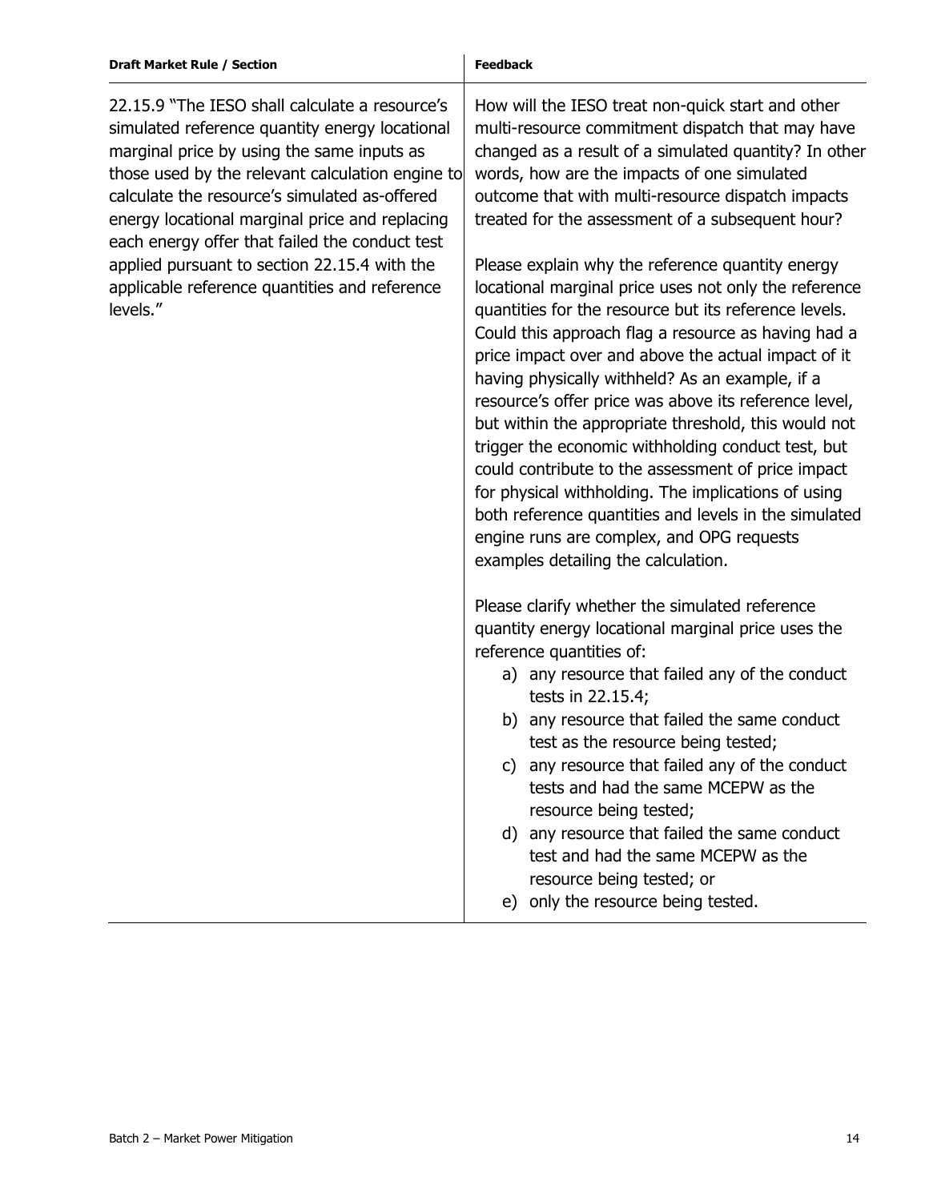| Draft Market Rule / Section | Feedback |
| --- | --- |
| 22.15.9 "The IESO shall calculate a resource's simulated reference quantity energy locational marginal price by using the same inputs as those used by the relevant calculation engine to calculate the resource's simulated as-offered energy locational marginal price and replacing each energy offer that failed the conduct test applied pursuant to section 22.15.4 with the applicable reference quantities and reference levels." | How will the IESO treat non-quick start and other multi-resource commitment dispatch that may have changed as a result of a simulated quantity? In other words, how are the impacts of one simulated outcome that with multi-resource dispatch impacts treated for the assessment of a subsequent hour?<br><br>Please explain why the reference quantity energy locational marginal price uses not only the reference quantities for the resource but its reference levels. Could this approach flag a resource as having had a price impact over and above the actual impact of it having physically withheld? As an example, if a resource's offer price was above its reference level, but within the appropriate threshold, this would not trigger the economic withholding conduct test, but could contribute to the assessment of price impact for physical withholding. The implications of using both reference quantities and levels in the simulated engine runs are complex, and OPG requests examples detailing the calculation.<br><br>Please clarify whether the simulated reference quantity energy locational marginal price uses the reference quantities of:<br>a) any resource that failed any of the conduct tests in 22.15.4;<br>b) any resource that failed the same conduct test as the resource being tested;<br>c) any resource that failed any of the conduct tests and had the same MCEPW as the resource being tested;<br>d) any resource that failed the same conduct test and had the same MCEPW as the resource being tested; or<br>e) only the resource being tested. |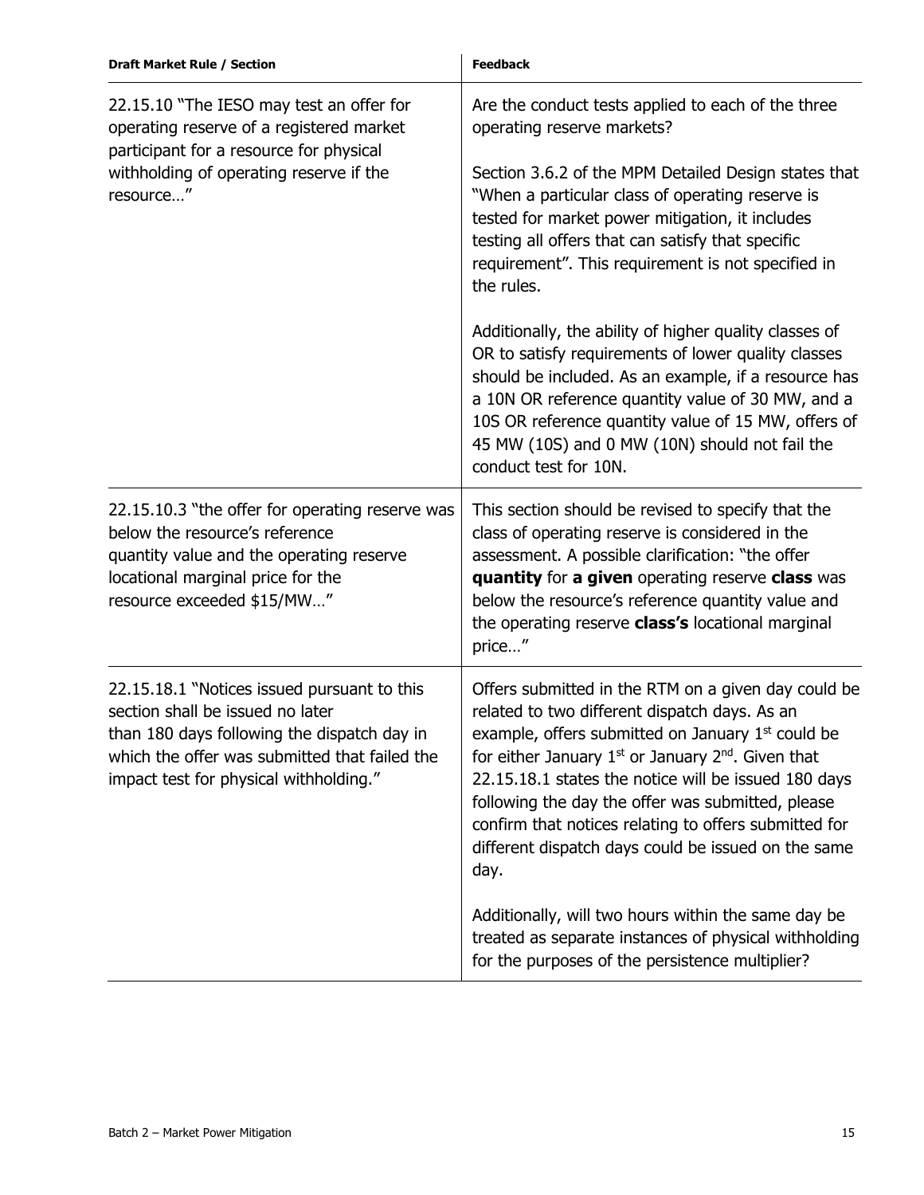| Draft Market Rule / Section | Feedback |
| --- | --- |
| 22.15.10 "The IESO may test an offer for operating reserve of a registered market participant for a resource for physical withholding of operating reserve if the resource…" | Are the conduct tests applied to each of the three operating reserve markets?<br><br>Section 3.6.2 of the MPM Detailed Design states that "When a particular class of operating reserve is tested for market power mitigation, it includes testing all offers that can satisfy that specific requirement". This requirement is not specified in the rules.<br><br>Additionally, the ability of higher quality classes of OR to satisfy requirements of lower quality classes should be included. As an example, if a resource has a 10N OR reference quantity value of 30 MW, and a 10S OR reference quantity value of 15 MW, offers of 45 MW (10S) and 0 MW (10N) should not fail the conduct test for 10N. |
| 22.15.10.3 "the offer for operating reserve was below the resource's reference quantity value and the operating reserve locational marginal price for the resource exceeded $15/MW…" | This section should be revised to specify that the class of operating reserve is considered in the assessment. A possible clarification: "the offer **quantity** for **a given** operating reserve **class** was below the resource's reference quantity value and the operating reserve **class's** locational marginal price…" |
| 22.15.18.1 "Notices issued pursuant to this section shall be issued no later than 180 days following the dispatch day in which the offer was submitted that failed the impact test for physical withholding." | Offers submitted in the RTM on a given day could be related to two different dispatch days. As an example, offers submitted on January 1st could be for either January 1st or January 2nd. Given that 22.15.18.1 states the notice will be issued 180 days following the day the offer was submitted, please confirm that notices relating to offers submitted for different dispatch days could be issued on the same day.<br><br>Additionally, will two hours within the same day be treated as separate instances of physical withholding for the purposes of the persistence multiplier? |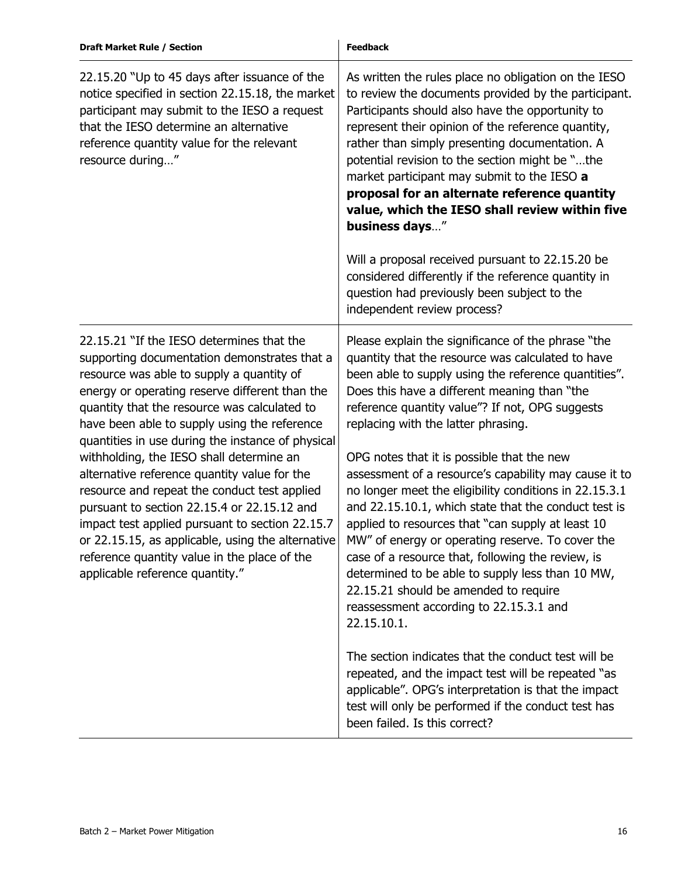| Draft Market Rule / Section | Feedback |
|---|---|
| 22.15.20 "Up to 45 days after issuance of the notice specified in section 22.15.18, the market participant may submit to the IESO a request that the IESO determine an alternative reference quantity value for the relevant resource during…" | As written the rules place no obligation on the IESO to review the documents provided by the participant. Participants should also have the opportunity to represent their opinion of the reference quantity, rather than simply presenting documentation. A potential revision to the section might be "…the market participant may submit to the IESO **a proposal for an alternate reference quantity value, which the IESO shall review within five business days**…"<br><br>Will a proposal received pursuant to 22.15.20 be considered differently if the reference quantity in question had previously been subject to the independent review process? |
| 22.15.21 "If the IESO determines that the supporting documentation demonstrates that a resource was able to supply a quantity of energy or operating reserve different than the quantity that the resource was calculated to have been able to supply using the reference quantities in use during the instance of physical withholding, the IESO shall determine an alternative reference quantity value for the resource and repeat the conduct test applied pursuant to section 22.15.4 or 22.15.12 and impact test applied pursuant to section 22.15.7 or 22.15.15, as applicable, using the alternative reference quantity value in the place of the applicable reference quantity." | Please explain the significance of the phrase "the quantity that the resource was calculated to have been able to supply using the reference quantities". Does this have a different meaning than "the reference quantity value"? If not, OPG suggests replacing with the latter phrasing.<br><br>OPG notes that it is possible that the new assessment of a resource's capability may cause it to no longer meet the eligibility conditions in 22.15.3.1 and 22.15.10.1, which state that the conduct test is applied to resources that "can supply at least 10 MW" of energy or operating reserve. To cover the case of a resource that, following the review, is determined to be able to supply less than 10 MW, 22.15.21 should be amended to require reassessment according to 22.15.3.1 and 22.15.10.1.<br><br>The section indicates that the conduct test will be repeated, and the impact test will be repeated "as applicable". OPG's interpretation is that the impact test will only be performed if the conduct test has been failed. Is this correct? |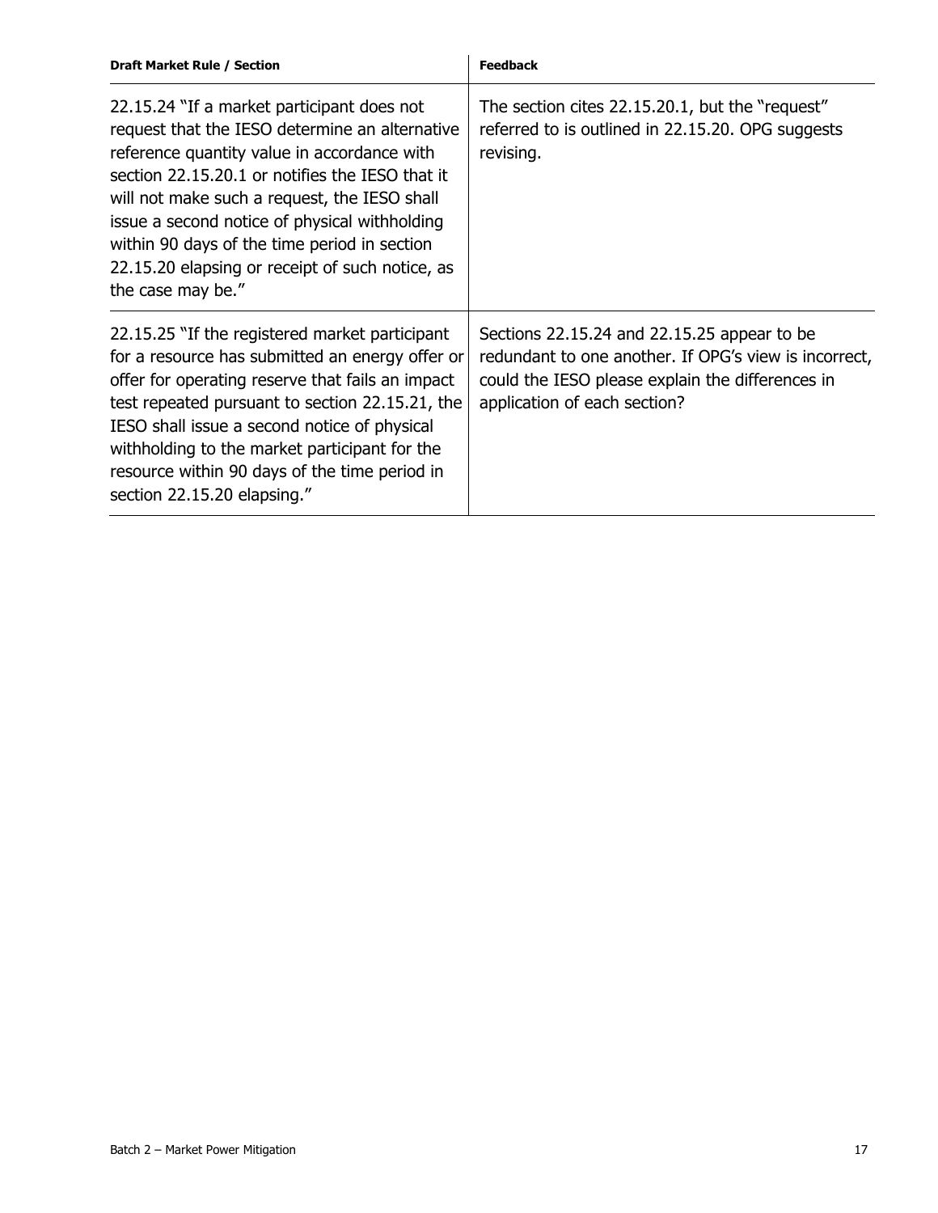| Draft Market Rule / Section | Feedback |
|---|---|
| 22.15.24 "If a market participant does not request that the IESO determine an alternative reference quantity value in accordance with section 22.15.20.1 or notifies the IESO that it will not make such a request, the IESO shall issue a second notice of physical withholding within 90 days of the time period in section 22.15.20 elapsing or receipt of such notice, as the case may be." | The section cites 22.15.20.1, but the "request" referred to is outlined in 22.15.20. OPG suggests revising. |
| 22.15.25 "If the registered market participant for a resource has submitted an energy offer or offer for operating reserve that fails an impact test repeated pursuant to section 22.15.21, the IESO shall issue a second notice of physical withholding to the market participant for the resource within 90 days of the time period in section 22.15.20 elapsing." | Sections 22.15.24 and 22.15.25 appear to be redundant to one another. If OPG's view is incorrect, could the IESO please explain the differences in application of each section? |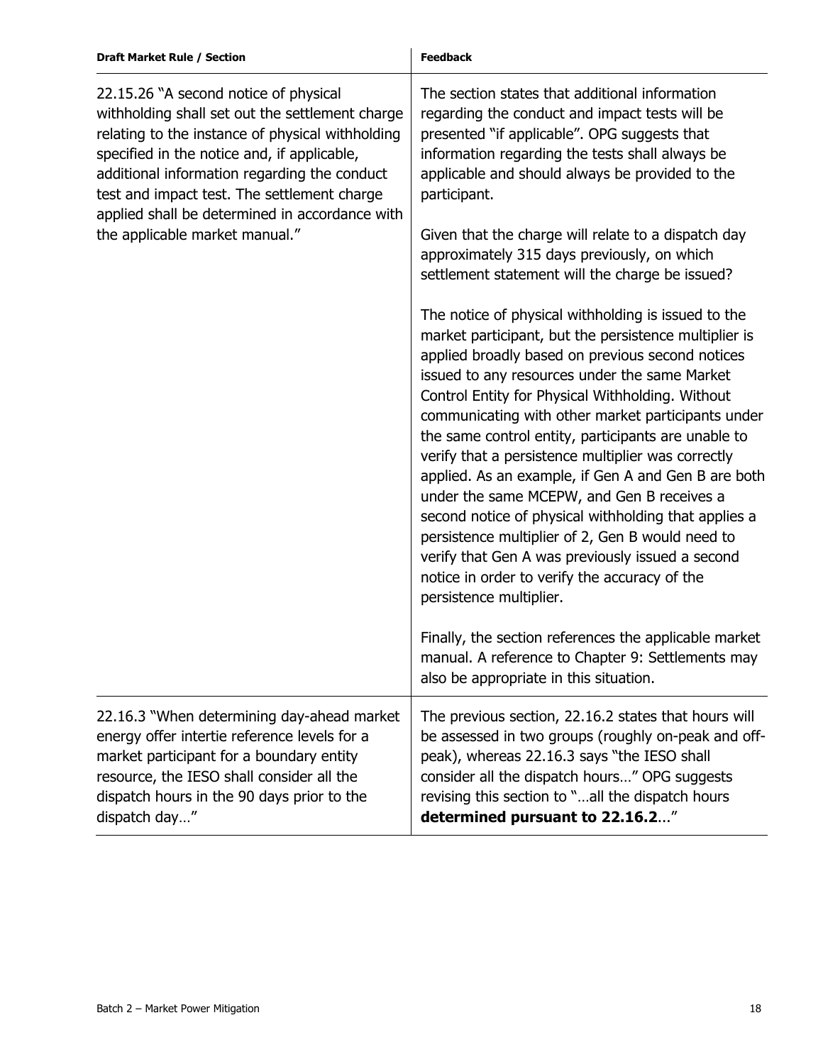| Draft Market Rule / Section | Feedback |
|---|---|
| 22.15.26 "A second notice of physical withholding shall set out the settlement charge relating to the instance of physical withholding specified in the notice and, if applicable, additional information regarding the conduct test and impact test. The settlement charge applied shall be determined in accordance with the applicable market manual." | The section states that additional information regarding the conduct and impact tests will be presented "if applicable". OPG suggests that information regarding the tests shall always be applicable and should always be provided to the participant.<br><br>Given that the charge will relate to a dispatch day approximately 315 days previously, on which settlement statement will the charge be issued?<br><br>The notice of physical withholding is issued to the market participant, but the persistence multiplier is applied broadly based on previous second notices issued to any resources under the same Market Control Entity for Physical Withholding. Without communicating with other market participants under the same control entity, participants are unable to verify that a persistence multiplier was correctly applied. As an example, if Gen A and Gen B are both under the same MCEPW, and Gen B receives a second notice of physical withholding that applies a persistence multiplier of 2, Gen B would need to verify that Gen A was previously issued a second notice in order to verify the accuracy of the persistence multiplier.<br><br>Finally, the section references the applicable market manual. A reference to Chapter 9: Settlements may also be appropriate in this situation. |
| 22.16.3 "When determining day-ahead market energy offer intertie reference levels for a market participant for a boundary entity resource, the IESO shall consider all the dispatch hours in the 90 days prior to the dispatch day…" | The previous section, 22.16.2 states that hours will be assessed in two groups (roughly on-peak and off-peak), whereas 22.16.3 says "the IESO shall consider all the dispatch hours…" OPG suggests revising this section to "…all the dispatch hours **determined pursuant to 22.16.2**…" |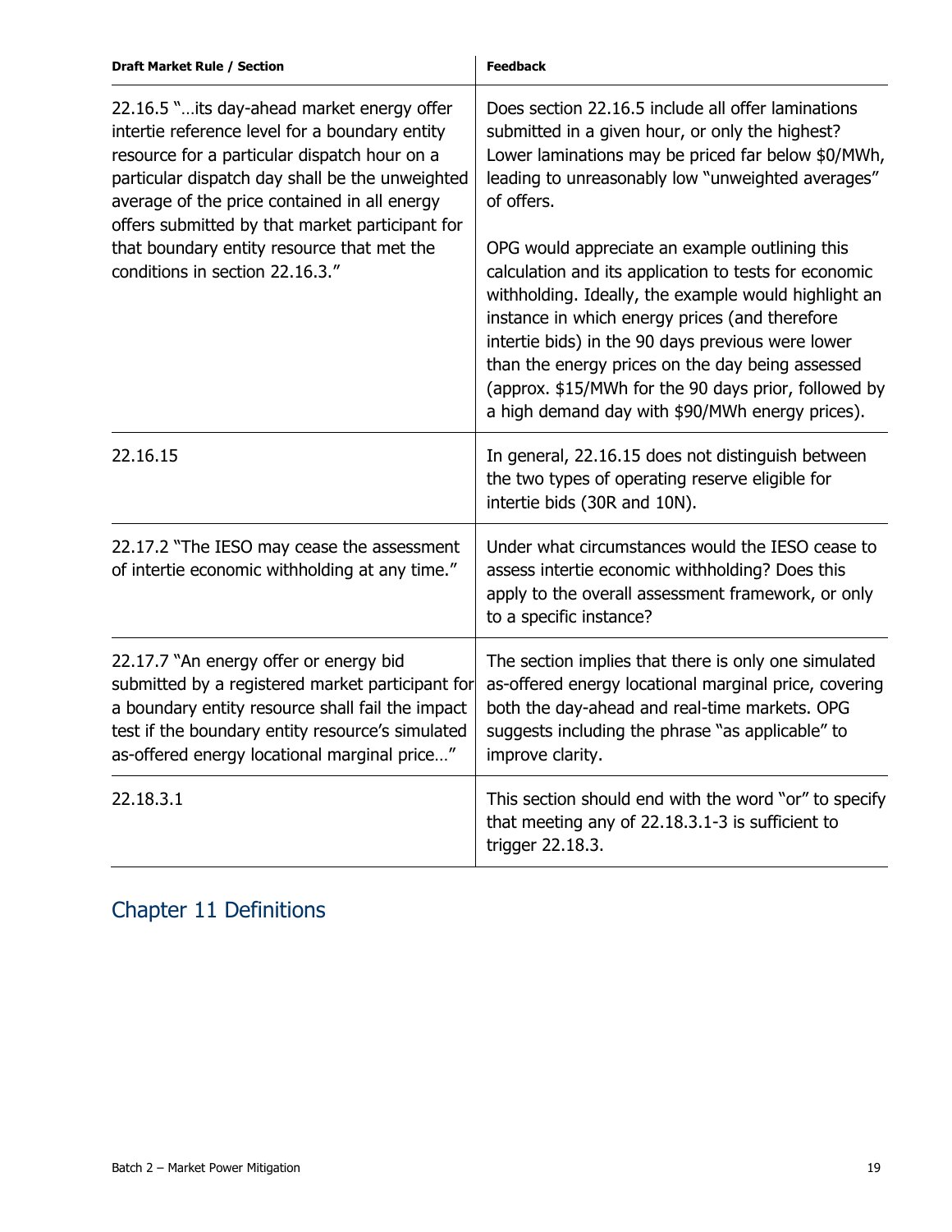| Draft Market Rule / Section | Feedback |
|---|---|
| 22.16.5 "…its day-ahead market energy offer intertie reference level for a boundary entity resource for a particular dispatch hour on a particular dispatch day shall be the unweighted average of the price contained in all energy offers submitted by that market participant for that boundary entity resource that met the conditions in section 22.16.3." | Does section 22.16.5 include all offer laminations submitted in a given hour, or only the highest? Lower laminations may be priced far below \$0/MWh, leading to unreasonably low "unweighted averages" of offers.<br><br>OPG would appreciate an example outlining this calculation and its application to tests for economic withholding. Ideally, the example would highlight an instance in which energy prices (and therefore intertie bids) in the 90 days previous were lower than the energy prices on the day being assessed (approx. \$15/MWh for the 90 days prior, followed by a high demand day with \$90/MWh energy prices). |
| 22.16.15 | In general, 22.16.15 does not distinguish between the two types of operating reserve eligible for intertie bids (30R and 10N). |
| 22.17.2 "The IESO may cease the assessment of intertie economic withholding at any time." | Under what circumstances would the IESO cease to assess intertie economic withholding? Does this apply to the overall assessment framework, or only to a specific instance? |
| 22.17.7 "An energy offer or energy bid submitted by a registered market participant for a boundary entity resource shall fail the impact test if the boundary entity resource's simulated as-offered energy locational marginal price…" | The section implies that there is only one simulated as-offered energy locational marginal price, covering both the day-ahead and real-time markets. OPG suggests including the phrase "as applicable" to improve clarity. |
| 22.18.3.1 | This section should end with the word "or" to specify that meeting any of 22.18.3.1-3 is sufficient to trigger 22.18.3. |

## Chapter 11 Definitions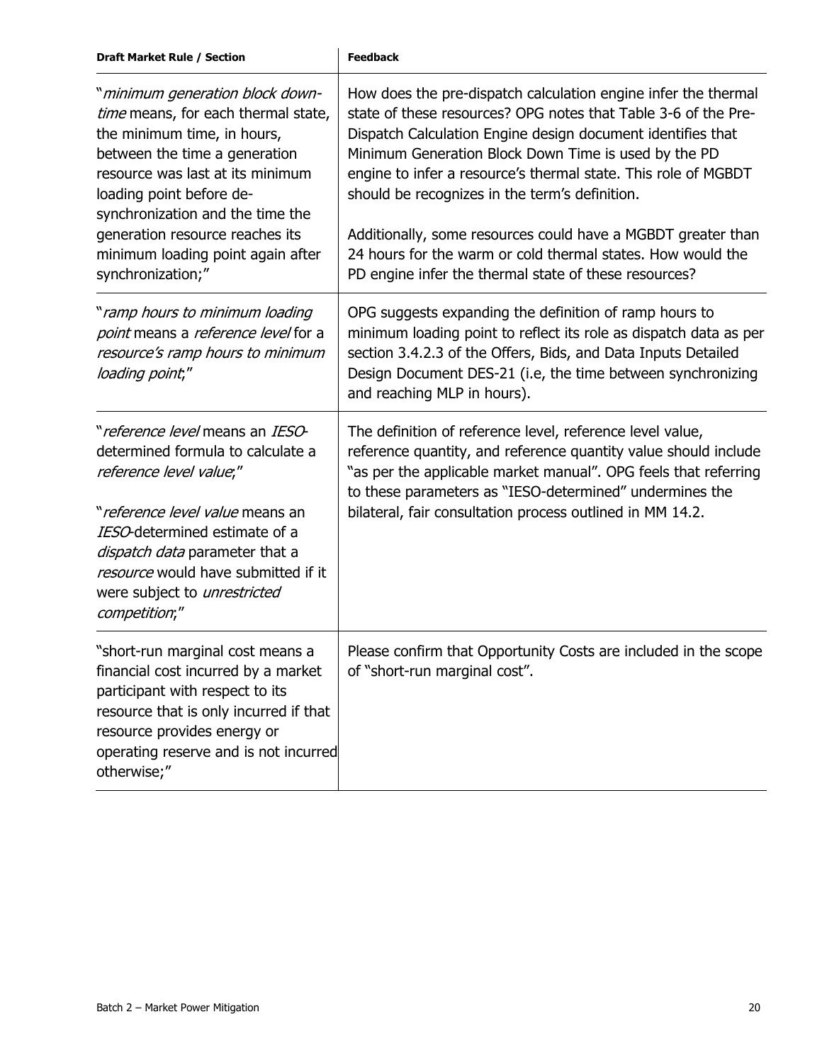| Draft Market Rule / Section | Feedback |
| --- | --- |
| "*minimum generation block down-time* means, for each thermal state, the minimum time, in hours, between the time a generation resource was last at its minimum loading point before de-synchronization and the time the generation resource reaches its minimum loading point again after synchronization;" | How does the pre-dispatch calculation engine infer the thermal state of these resources? OPG notes that Table 3-6 of the Pre-Dispatch Calculation Engine design document identifies that Minimum Generation Block Down Time is used by the PD engine to infer a resource's thermal state. This role of MGBDT should be recognizes in the term's definition.<br><br>Additionally, some resources could have a MGBDT greater than 24 hours for the warm or cold thermal states. How would the PD engine infer the thermal state of these resources? |
| "*ramp hours to minimum loading point* means a *reference level* for a *resource's ramp hours to minimum loading point*;" | OPG suggests expanding the definition of ramp hours to minimum loading point to reflect its role as dispatch data as per section 3.4.2.3 of the Offers, Bids, and Data Inputs Detailed Design Document DES-21 (i.e, the time between synchronizing and reaching MLP in hours). |
| "*reference level* means an *IESO*-determined formula to calculate a *reference level value*;"<br><br>"*reference level value* means an *IESO*-determined estimate of a *dispatch data* parameter that a *resource* would have submitted if it were subject to *unrestricted competition*;" | The definition of reference level, reference level value, reference quantity, and reference quantity value should include "as per the applicable market manual". OPG feels that referring to these parameters as "IESO-determined" undermines the bilateral, fair consultation process outlined in MM 14.2. |
| "short-run marginal cost means a financial cost incurred by a market participant with respect to its resource that is only incurred if that resource provides energy or operating reserve and is not incurred otherwise;" | Please confirm that Opportunity Costs are included in the scope of "short-run marginal cost". |